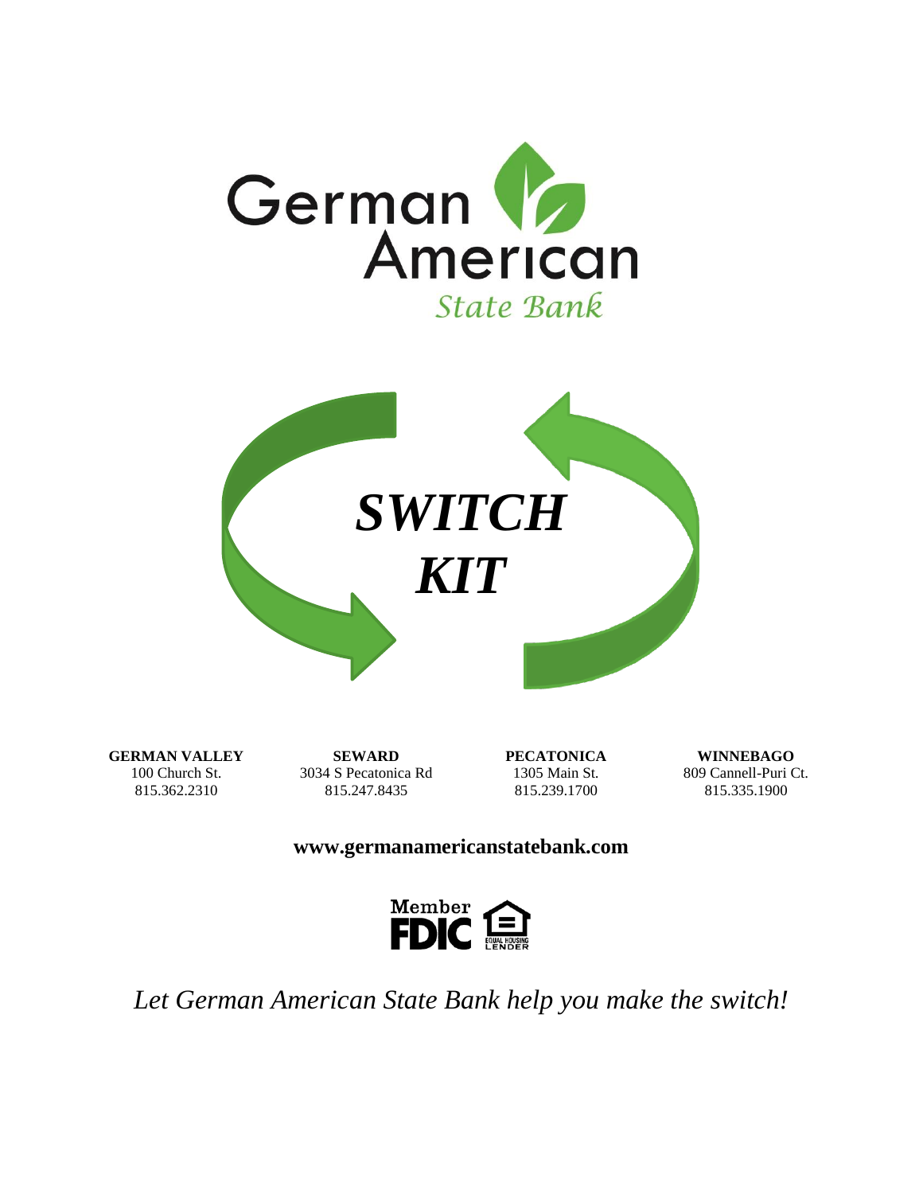# German American State Bank

# *SWITCH KIT*

**GERMAN VALLEY**
100 Church St.
815.362.2310

**SEWARD**
3034 S Pecatonica Rd
815.247.8435

**PECATONICA**
1305 Main St.
815.239.1700

**WINNEBAGO**
809 Cannell-Puri Ct.
815.335.1900

**www.germanamericanstatebank.com**

Member FDIC EQUAL HOUSING LENDER

*Let German American State Bank help you make the switch!*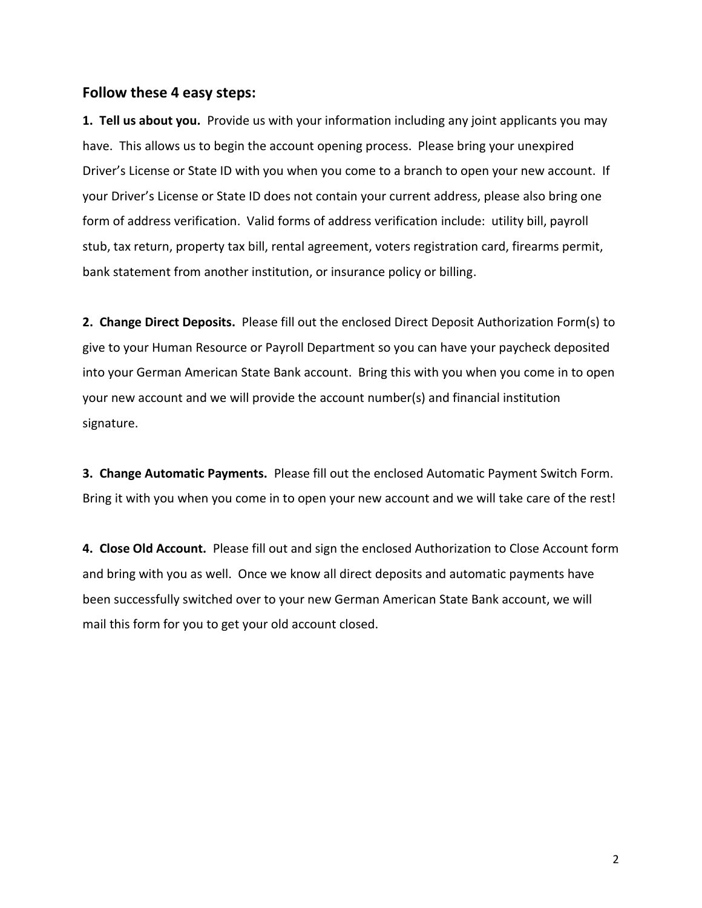## Follow these 4 easy steps:

**1. Tell us about you.** Provide us with your information including any joint applicants you may have. This allows us to begin the account opening process. Please bring your unexpired Driver's License or State ID with you when you come to a branch to open your new account. If your Driver's License or State ID does not contain your current address, please also bring one form of address verification. Valid forms of address verification include: utility bill, payroll stub, tax return, property tax bill, rental agreement, voters registration card, firearms permit, bank statement from another institution, or insurance policy or billing.

**2. Change Direct Deposits.** Please fill out the enclosed Direct Deposit Authorization Form(s) to give to your Human Resource or Payroll Department so you can have your paycheck deposited into your German American State Bank account. Bring this with you when you come in to open your new account and we will provide the account number(s) and financial institution signature.

**3. Change Automatic Payments.** Please fill out the enclosed Automatic Payment Switch Form. Bring it with you when you come in to open your new account and we will take care of the rest!

**4. Close Old Account.** Please fill out and sign the enclosed Authorization to Close Account form and bring with you as well. Once we know all direct deposits and automatic payments have been successfully switched over to your new German American State Bank account, we will mail this form for you to get your old account closed.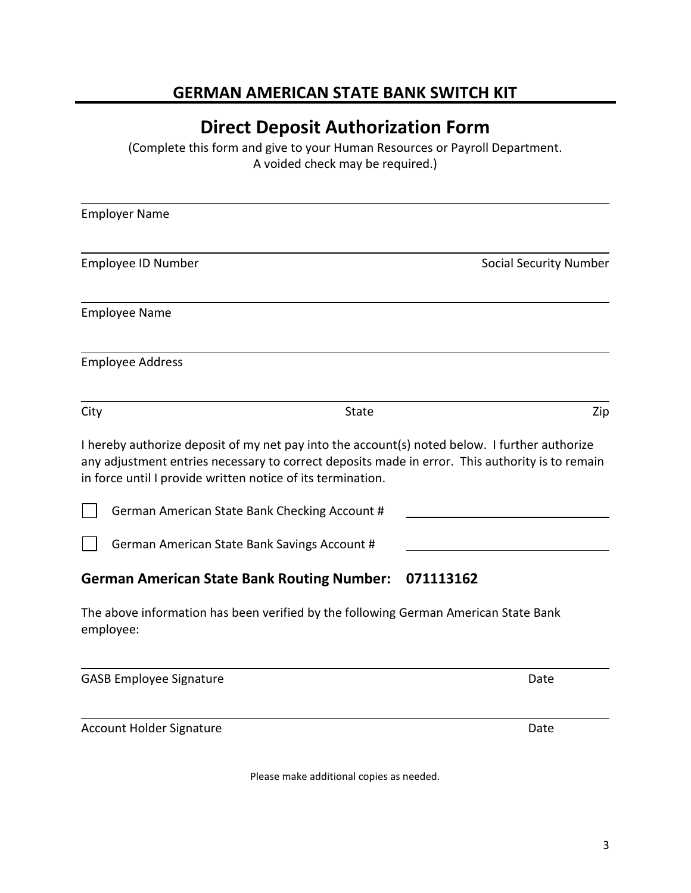## GERMAN AMERICAN STATE BANK SWITCH KIT

# Direct Deposit Authorization Form

(Complete this form and give to your Human Resources or Payroll Department.
A voided check may be required.)

Employer Name

Employee ID Number                                                                                    Social Security Number

Employee Name

Employee Address

City                                        State                                        Zip

I hereby authorize deposit of my net pay into the account(s) noted below. I further authorize any adjustment entries necessary to correct deposits made in error. This authority is to remain in force until I provide written notice of its termination.

☐ German American State Bank Checking Account # ____________________

☐ German American State Bank Savings Account # ____________________

**German American State Bank Routing Number: 071113162**

The above information has been verified by the following German American State Bank employee:

GASB Employee Signature                                                                                    Date

Account Holder Signature                                                                                    Date

Please make additional copies as needed.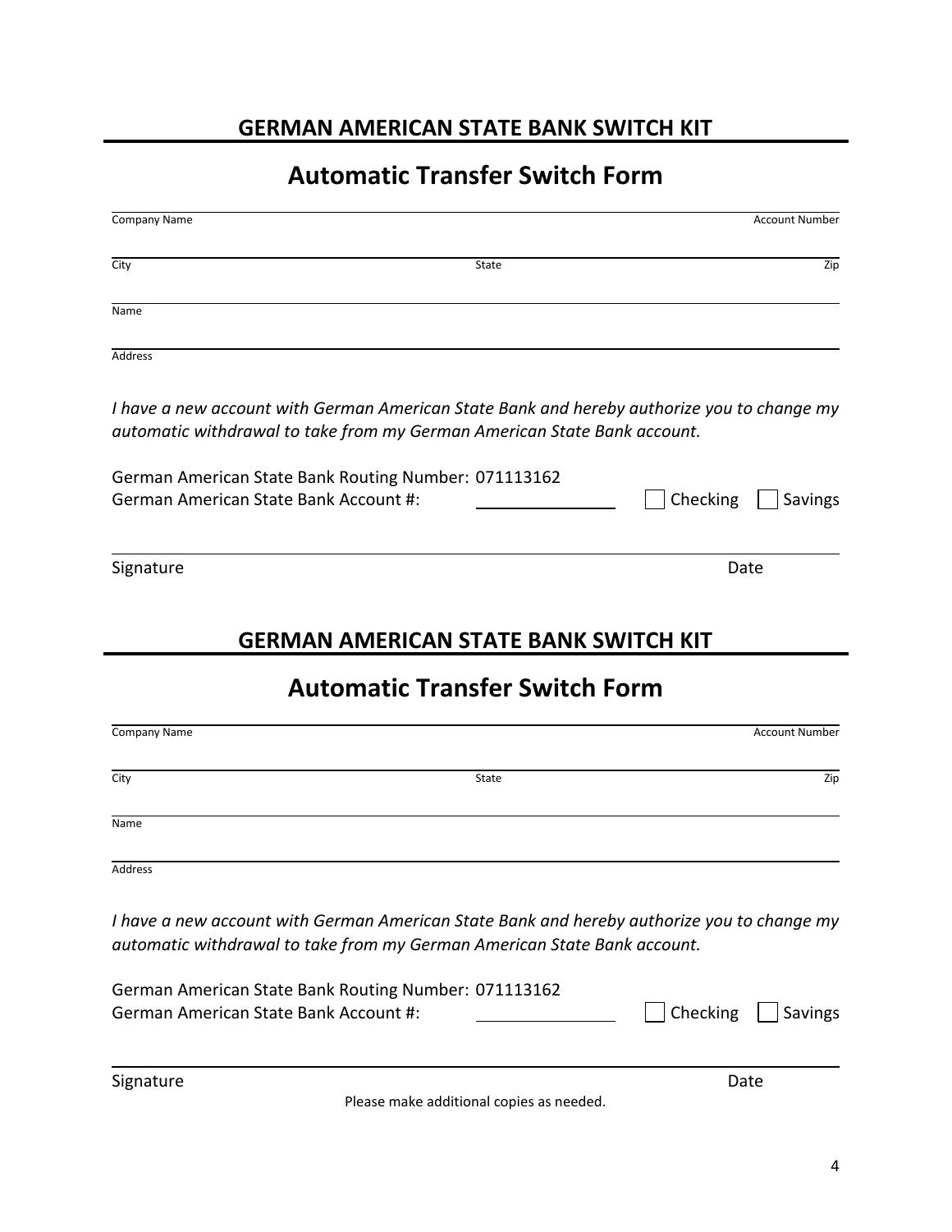## GERMAN AMERICAN STATE BANK SWITCH KIT

# Automatic Transfer Switch Form

Company Name ______________________________ Account Number

City ______________________________ State ______________________________ Zip

Name

Address

*I have a new account with German American State Bank and hereby authorize you to change my automatic withdrawal to take from my German American State Bank account.*

German American State Bank Routing Number: 071113162
German American State Bank Account #: ______________ ☐ Checking ☐ Savings

Signature ______________________________ Date

## GERMAN AMERICAN STATE BANK SWITCH KIT

# Automatic Transfer Switch Form

Company Name ______________________________ Account Number

City ______________________________ State ______________________________ Zip

Name

Address

*I have a new account with German American State Bank and hereby authorize you to change my automatic withdrawal to take from my German American State Bank account.*

German American State Bank Routing Number: 071113162
German American State Bank Account #: ______________ ☐ Checking ☐ Savings

Signature ______________________________ Date

Please make additional copies as needed.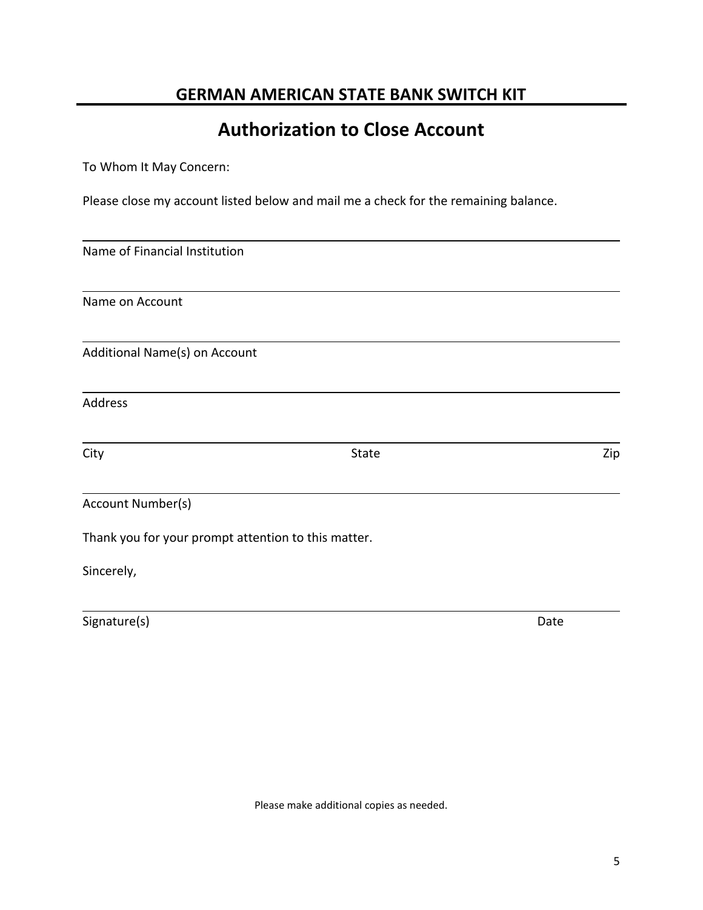## GERMAN AMERICAN STATE BANK SWITCH KIT

# Authorization to Close Account

To Whom It May Concern:

Please close my account listed below and mail me a check for the remaining balance.

\_\_\_\_\_\_\_\_\_\_\_\_\_\_\_\_\_\_\_\_\_\_\_\_\_\_\_\_\_\_\_\_\_\_\_\_\_\_\_\_\_\_\_\_\_\_\_\_\_\_\_\_\_\_\_\_\_\_\_\_

Name of Financial Institution

\_\_\_\_\_\_\_\_\_\_\_\_\_\_\_\_\_\_\_\_\_\_\_\_\_\_\_\_\_\_\_\_\_\_\_\_\_\_\_\_\_\_\_\_\_\_\_\_\_\_\_\_\_\_\_\_\_\_\_\_

Name on Account

\_\_\_\_\_\_\_\_\_\_\_\_\_\_\_\_\_\_\_\_\_\_\_\_\_\_\_\_\_\_\_\_\_\_\_\_\_\_\_\_\_\_\_\_\_\_\_\_\_\_\_\_\_\_\_\_\_\_\_\_

Additional Name(s) on Account

\_\_\_\_\_\_\_\_\_\_\_\_\_\_\_\_\_\_\_\_\_\_\_\_\_\_\_\_\_\_\_\_\_\_\_\_\_\_\_\_\_\_\_\_\_\_\_\_\_\_\_\_\_\_\_\_\_\_\_\_

Address

\_\_\_\_\_\_\_\_\_\_\_\_\_\_\_\_\_\_\_\_\_\_\_\_\_\_\_\_\_\_\_\_\_\_\_\_\_\_\_\_\_\_\_\_\_\_\_\_\_\_\_\_\_\_\_\_\_\_\_\_

City State Zip

\_\_\_\_\_\_\_\_\_\_\_\_\_\_\_\_\_\_\_\_\_\_\_\_\_\_\_\_\_\_\_\_\_\_\_\_\_\_\_\_\_\_\_\_\_\_\_\_\_\_\_\_\_\_\_\_\_\_\_\_

Account Number(s)

Thank you for your prompt attention to this matter.

Sincerely,

\_\_\_\_\_\_\_\_\_\_\_\_\_\_\_\_\_\_\_\_\_\_\_\_\_\_\_\_\_\_\_\_\_\_\_\_\_\_\_\_\_\_\_\_\_\_\_\_\_\_\_\_\_\_\_\_\_\_\_\_

Signature(s) Date

Please make additional copies as needed.